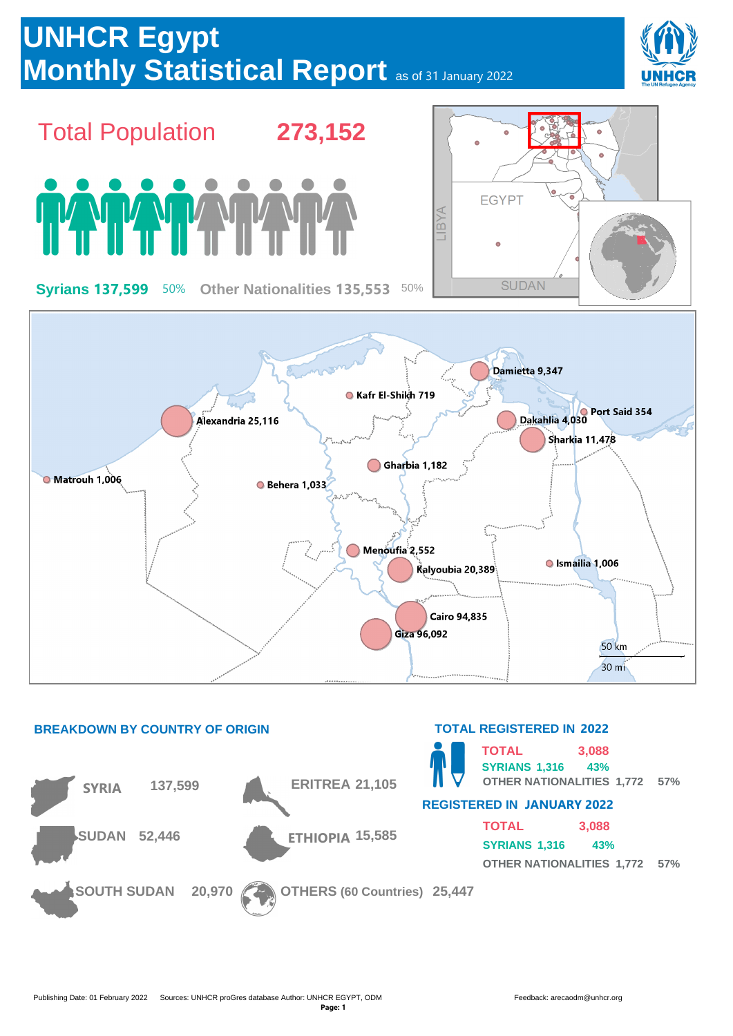# UNHCR Egypt
# Monthly Statistical Report as of 31 January 2022

## Total Population 273,152

**Syrians 137,599** 50% **Other Nationalities 135,553** 50%

| Governorate | Population |
|---|---|
| Damietta | 9,347 |
| Kafr El-Shikh | 719 |
| Port Said | 354 |
| Alexandria | 25,116 |
| Dakahlia | 4,030 |
| Sharkia | 11,478 |
| Gharbia | 1,182 |
| Matrouh | 1,006 |
| Behera | 1,033 |
| Menoufia | 2,552 |
| Ismailia | 1,006 |
| Kalyoubia | 20,389 |
| Cairo | 94,835 |
| Giza | 96,092 |

## BREAKDOWN BY COUNTRY OF ORIGIN

| Country | Population |
|---|---|
| SYRIA | 137,599 |
| ERITREA | 21,105 |
| SUDAN | 52,446 |
| ETHIOPIA | 15,585 |
| SOUTH SUDAN | 20,970 |
| OTHERS (60 Countries) | 25,447 |

## TOTAL REGISTERED IN 2022

| | | |
|---|---|---|
| TOTAL | 3,088 | |
| SYRIANS | 1,316 | 43% |
| OTHER NATIONALITIES | 1,772 | 57% |

## REGISTERED IN JANUARY 2022

| | | |
|---|---|---|
| TOTAL | 3,088 | |
| SYRIANS | 1,316 | 43% |
| OTHER NATIONALITIES | 1,772 | 57% |

Publishing Date: 01 February 2022 Sources: UNHCR proGres database Author: UNHCR EGYPT, ODM Feedback: arecaodm@unhcr.org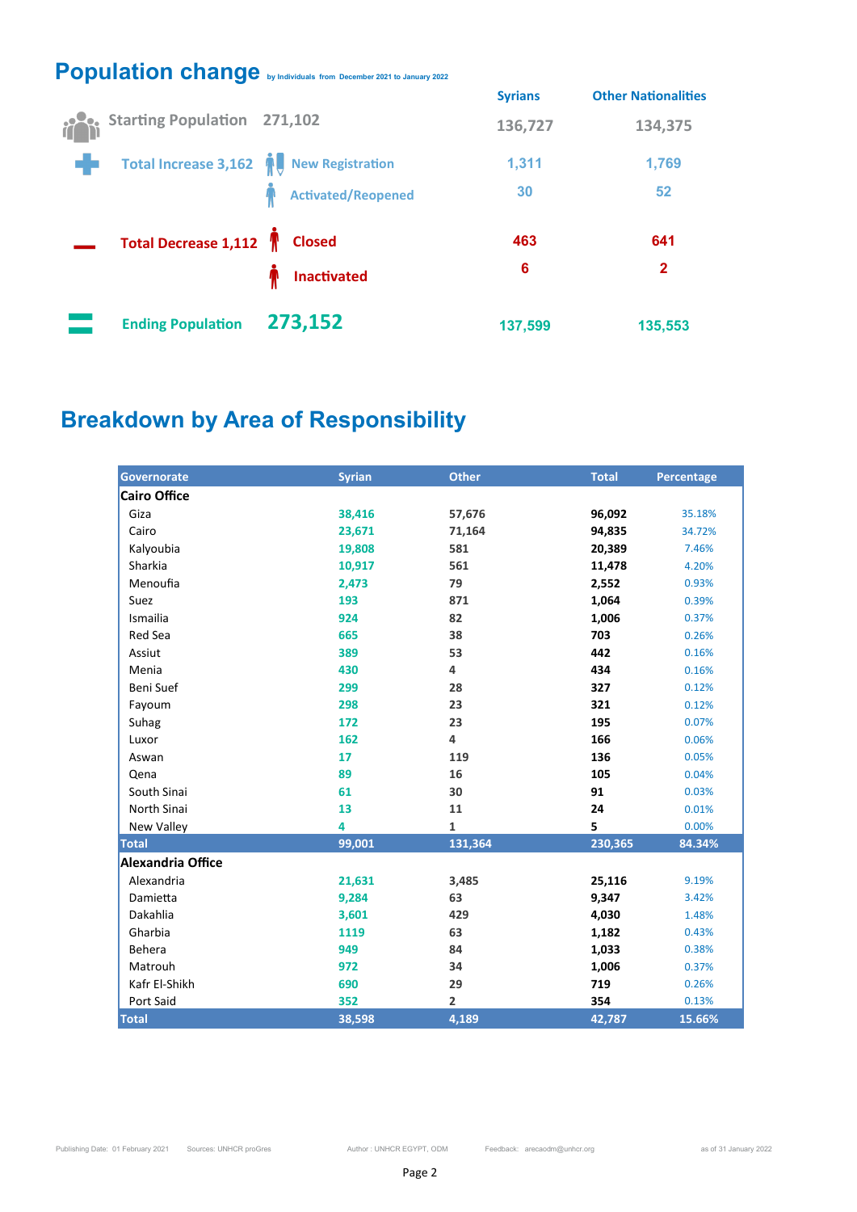# Population change

by Individuals from December 2021 to January 2022

| | | | Syrians | Other Nationalities |
|---|---|---|---|---|
| Starting Population | 271,102 | | 136,727 | 134,375 |
| Total Increase 3,162 | | New Registration | 1,311 | 1,769 |
| | | Activated/Reopened | 30 | 52 |
| Total Decrease 1,112 | | Closed | 463 | 641 |
| | | Inactivated | 6 | 2 |
| Ending Population | 273,152 | | 137,599 | 135,553 |

# Breakdown by Area of Responsibility

| Governorate | Syrian | Other | Total | Percentage |
|---|---|---|---|---|
| **Cairo Office** | | | | |
| Giza | 38,416 | 57,676 | 96,092 | 35.18% |
| Cairo | 23,671 | 71,164 | 94,835 | 34.72% |
| Kalyoubia | 19,808 | 581 | 20,389 | 7.46% |
| Sharkia | 10,917 | 561 | 11,478 | 4.20% |
| Menoufia | 2,473 | 79 | 2,552 | 0.93% |
| Suez | 193 | 871 | 1,064 | 0.39% |
| Ismailia | 924 | 82 | 1,006 | 0.37% |
| Red Sea | 665 | 38 | 703 | 0.26% |
| Assiut | 389 | 53 | 442 | 0.16% |
| Menia | 430 | 4 | 434 | 0.16% |
| Beni Suef | 299 | 28 | 327 | 0.12% |
| Fayoum | 298 | 23 | 321 | 0.12% |
| Suhag | 172 | 23 | 195 | 0.07% |
| Luxor | 162 | 4 | 166 | 0.06% |
| Aswan | 17 | 119 | 136 | 0.05% |
| Qena | 89 | 16 | 105 | 0.04% |
| South Sinai | 61 | 30 | 91 | 0.03% |
| North Sinai | 13 | 11 | 24 | 0.01% |
| New Valley | 4 | 1 | 5 | 0.00% |
| **Total** | **99,001** | **131,364** | **230,365** | **84.34%** |
| **Alexandria Office** | | | | |
| Alexandria | 21,631 | 3,485 | 25,116 | 9.19% |
| Damietta | 9,284 | 63 | 9,347 | 3.42% |
| Dakahlia | 3,601 | 429 | 4,030 | 1.48% |
| Gharbia | 1119 | 63 | 1,182 | 0.43% |
| Behera | 949 | 84 | 1,033 | 0.38% |
| Matrouh | 972 | 34 | 1,006 | 0.37% |
| Kafr El-Shikh | 690 | 29 | 719 | 0.26% |
| Port Said | 352 | 2 | 354 | 0.13% |
| **Total** | **38,598** | **4,189** | **42,787** | **15.66%** |

Publishing Date: 01 February 2021 Sources: UNHCR proGres Author : UNHCR EGYPT, ODM Feedback: arecaodm@unhcr.org as of 31 January 2022